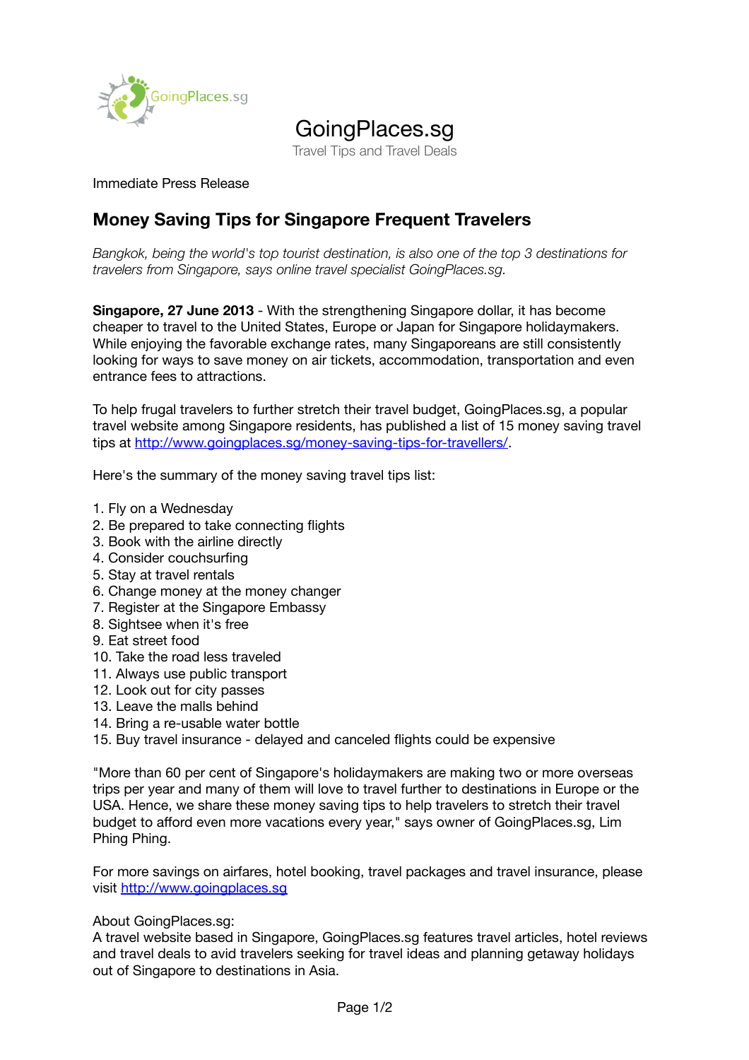# GoingPlaces.sg

Travel Tips and Travel Deals

Immediate Press Release

## Money Saving Tips for Singapore Frequent Travelers

*Bangkok, being the world's top tourist destination, is also one of the top 3 destinations for travelers from Singapore, says online travel specialist GoingPlaces.sg.*

**Singapore, 27 June 2013** - With the strengthening Singapore dollar, it has become cheaper to travel to the United States, Europe or Japan for Singapore holidaymakers. While enjoying the favorable exchange rates, many Singaporeans are still consistently looking for ways to save money on air tickets, accommodation, transportation and even entrance fees to attractions.

To help frugal travelers to further stretch their travel budget, GoingPlaces.sg, a popular travel website among Singapore residents, has published a list of 15 money saving travel tips at [http://www.goingplaces.sg/money-saving-tips-for-travellers/](http://www.goingplaces.sg/money-saving-tips-for-travellers/).

Here's the summary of the money saving travel tips list:

1. Fly on a Wednesday
2. Be prepared to take connecting flights
3. Book with the airline directly
4. Consider couchsurfing
5. Stay at travel rentals
6. Change money at the money changer
7. Register at the Singapore Embassy
8. Sightsee when it's free
9. Eat street food
10. Take the road less traveled
11. Always use public transport
12. Look out for city passes
13. Leave the malls behind
14. Bring a re-usable water bottle
15. Buy travel insurance - delayed and canceled flights could be expensive

"More than 60 per cent of Singapore's holidaymakers are making two or more overseas trips per year and many of them will love to travel further to destinations in Europe or the USA. Hence, we share these money saving tips to help travelers to stretch their travel budget to afford even more vacations every year," says owner of GoingPlaces.sg, Lim Phing Phing.

For more savings on airfares, hotel booking, travel packages and travel insurance, please visit [http://www.goingplaces.sg](http://www.goingplaces.sg)

About GoingPlaces.sg:
A travel website based in Singapore, GoingPlaces.sg features travel articles, hotel reviews and travel deals to avid travelers seeking for travel ideas and planning getaway holidays out of Singapore to destinations in Asia.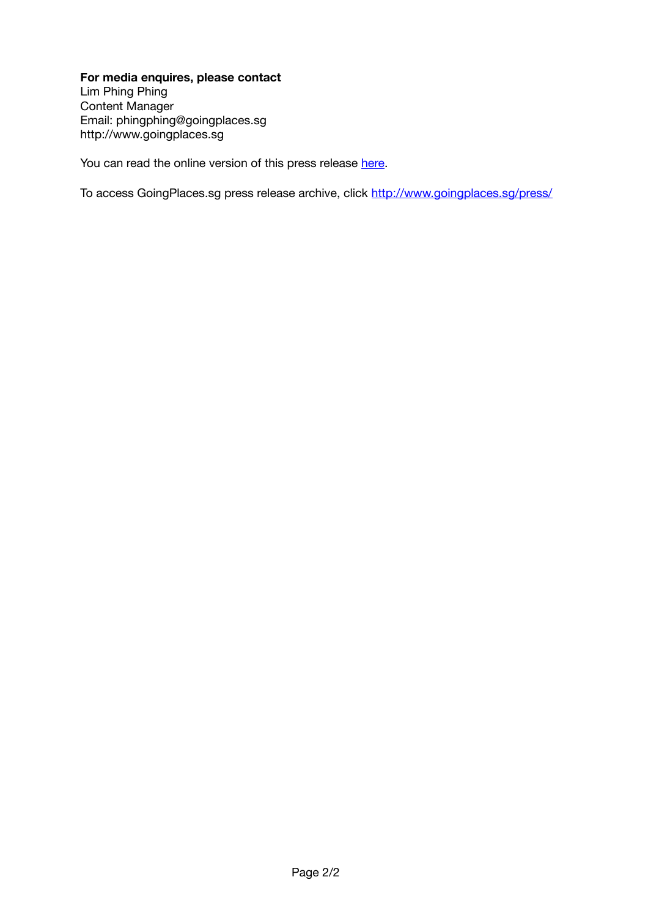**For media enquires, please contact**
Lim Phing Phing
Content Manager
Email: phingphing@goingplaces.sg
http://www.goingplaces.sg

You can read the online version of this press release here.

To access GoingPlaces.sg press release archive, click http://www.goingplaces.sg/press/